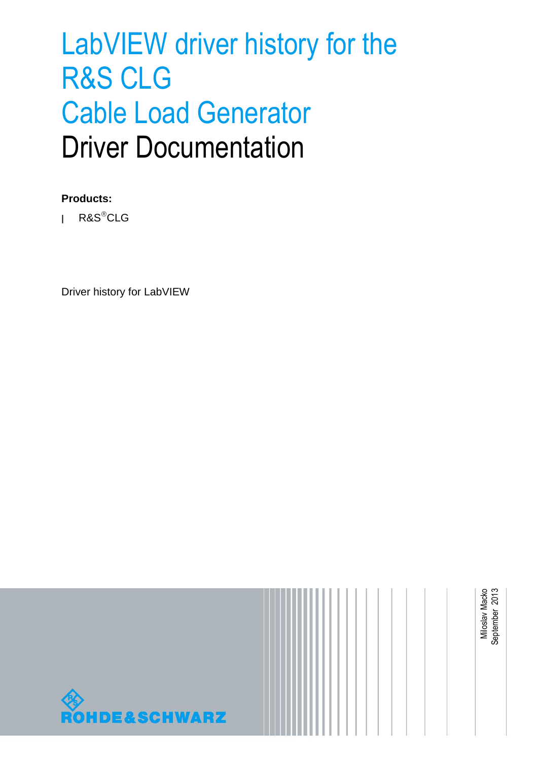# LabVIEW driver history for the R&S CLG Cable Load Generator Driver Documentation

**Products:**

- R&S®CLG

Driver history for LabVIEW

Miloslav Macko
September 2013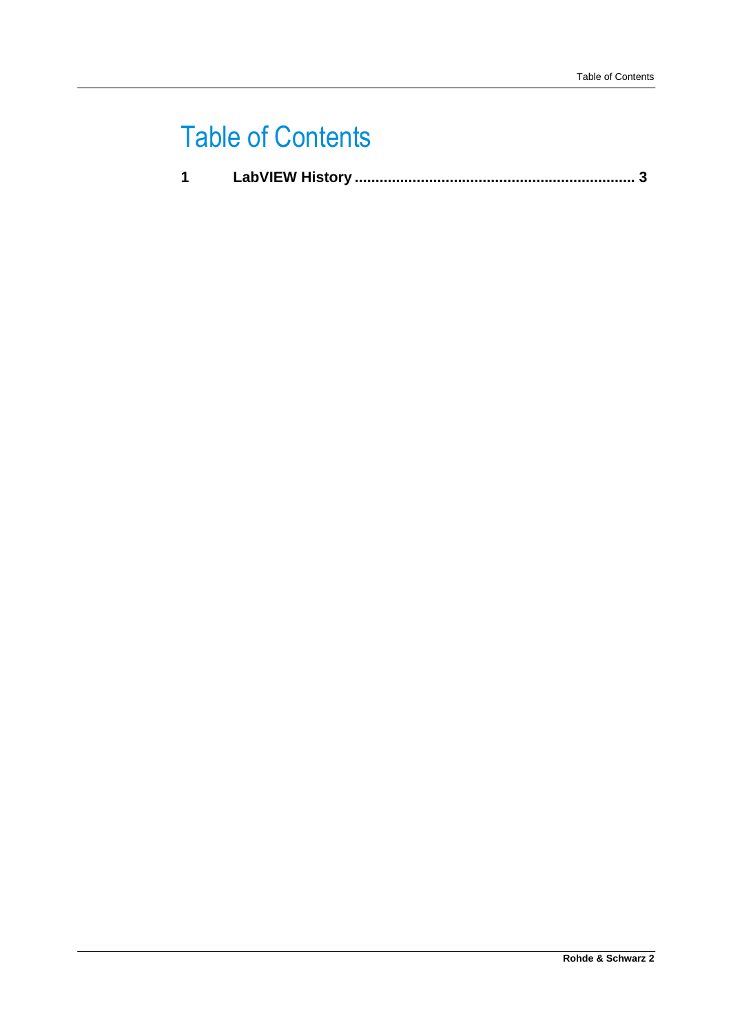# Table of Contents

**1 LabVIEW History .................................................................. 3**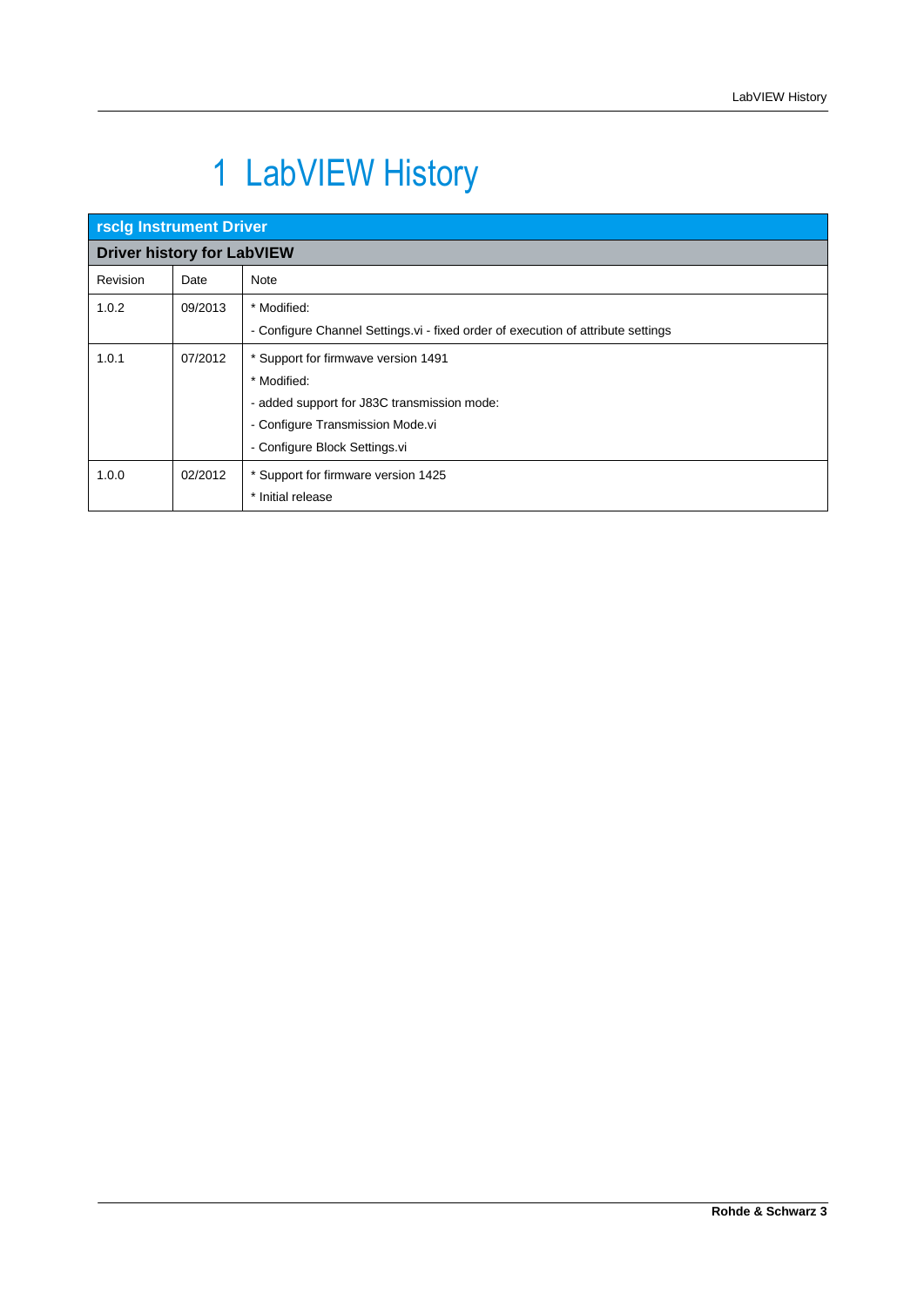# 1 LabVIEW History

| rsclg Instrument Driver | | |
|---|---|---|
| **Driver history for LabVIEW** | | |
| Revision | Date | Note |
| 1.0.2 | 09/2013 | * Modified:<br>- Configure Channel Settings.vi - fixed order of execution of attribute settings |
| 1.0.1 | 07/2012 | * Support for firmwave version 1491<br>* Modified:<br>- added support for J83C transmission mode:<br>- Configure Transmission Mode.vi<br>- Configure Block Settings.vi |
| 1.0.0 | 02/2012 | * Support for firmware version 1425<br>* Initial release |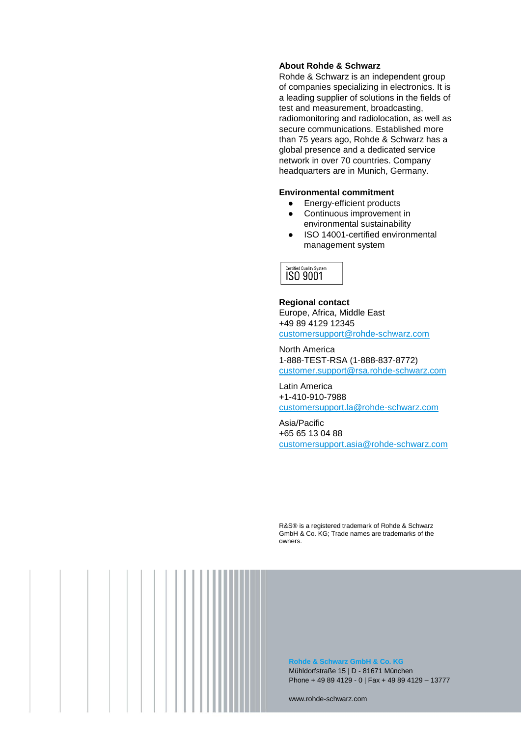**About Rohde & Schwarz**

Rohde & Schwarz is an independent group of companies specializing in electronics. It is a leading supplier of solutions in the fields of test and measurement, broadcasting, radiomonitoring and radiolocation, as well as secure communications. Established more than 75 years ago, Rohde & Schwarz has a global presence and a dedicated service network in over 70 countries. Company headquarters are in Munich, Germany.

**Environmental commitment**

- Energy-efficient products
- Continuous improvement in environmental sustainability
- ISO 14001-certified environmental management system

Certified Quality System
ISO 9001

**Regional contact**

Europe, Africa, Middle East
+49 89 4129 12345
customersupport@rohde-schwarz.com

North America
1-888-TEST-RSA (1-888-837-8772)
customer.support@rsa.rohde-schwarz.com

Latin America
+1-410-910-7988
customersupport.la@rohde-schwarz.com

Asia/Pacific
+65 65 13 04 88
customersupport.asia@rohde-schwarz.com

R&S® is a registered trademark of Rohde & Schwarz GmbH & Co. KG; Trade names are trademarks of the owners.

**Rohde & Schwarz GmbH & Co. KG**
Mühldorfstraße 15 | D - 81671 München
Phone + 49 89 4129 - 0 | Fax + 49 89 4129 – 13777

www.rohde-schwarz.com